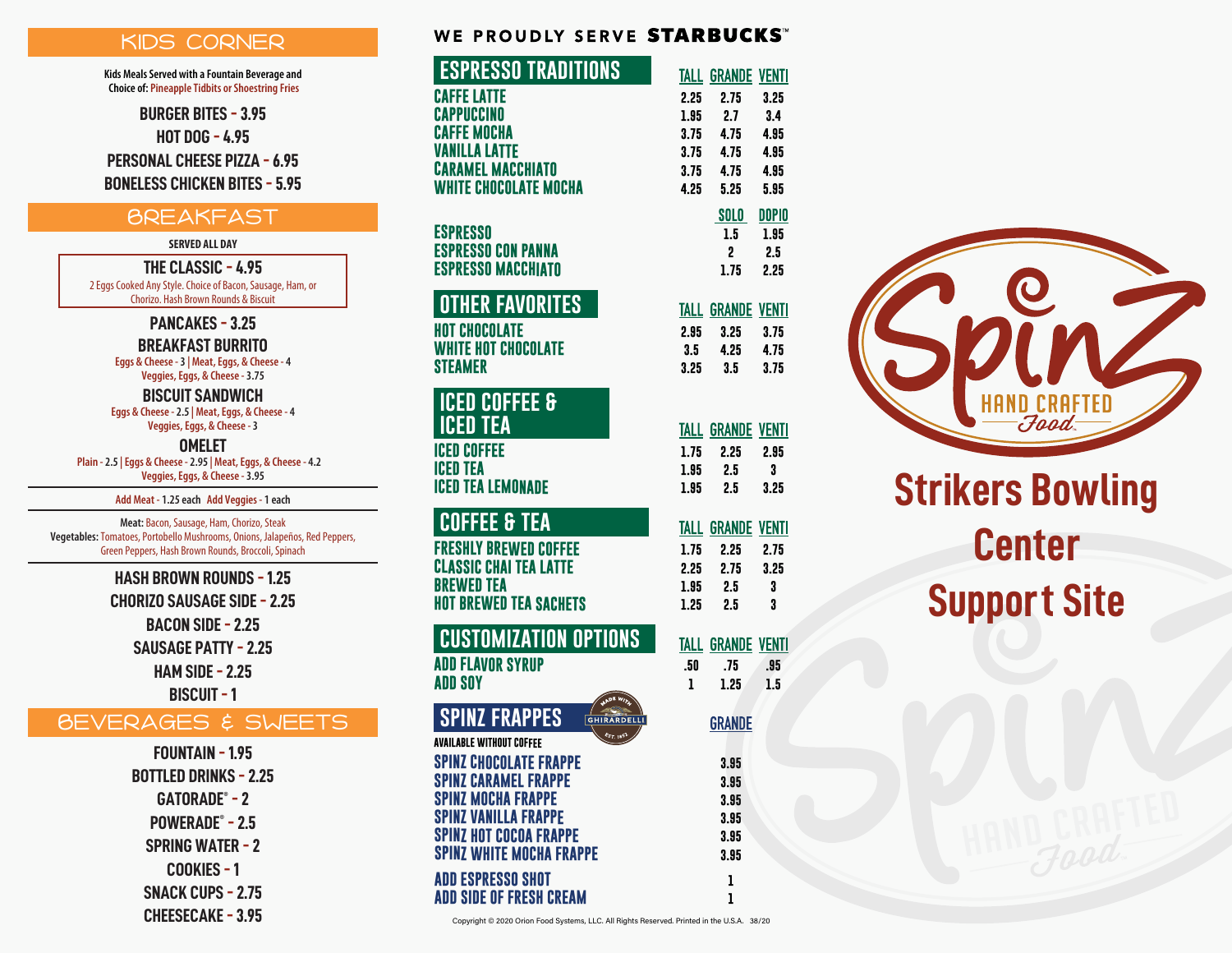## KIDS CORNER

**Kids Meals Served with a Fountain Beverage and Choice of:** Pineapple Tidbits or Shoestring Fries

**BURGER BITES - 3.95**

**HOT DOG - 4.95**

**PERSONAL CHEESE PIZZA - 6.95**

**BONELESS CHICKEN BITES - 5.95**

## BREAKFAST

**SERVED ALL DAY**

**THE CLASSIC - 4.95**

2 Eggs Cooked Any Style. Choice of Bacon, Sausage, Ham, or Chorizo. Hash Brown Rounds & Biscuit

**PANCAKES - 3.25**

**BREAKFAST BURRITO**

Eggs & Cheese - 3 | Meat, Eggs, & Cheese - 4
Veggies, Eggs, & Cheese - 3.75

**BISCUIT SANDWICH**

Eggs & Cheese - 2.5 | Meat, Eggs, & Cheese - 4
Veggies, Eggs, & Cheese - 3

**OMELET**

Plain - 2.5 | Eggs & Cheese - 2.95 | Meat, Eggs, & Cheese - 4.2
Veggies, Eggs, & Cheese - 3.95

Add Meat - 1.25 each  Add Veggies - 1 each

**Meat:** Bacon, Sausage, Ham, Chorizo, Steak
**Vegetables:** Tomatoes, Portobello Mushrooms, Onions, Jalapeños, Red Peppers, Green Peppers, Hash Brown Rounds, Broccoli, Spinach

**HASH BROWN ROUNDS - 1.25**

**CHORIZO SAUSAGE SIDE - 2.25**

**BACON SIDE - 2.25**

**SAUSAGE PATTY - 2.25**

**HAM SIDE - 2.25**

**BISCUIT - 1**

## BEVERAGES & SWEETS

**FOUNTAIN - 1.95**

**BOTTLED DRINKS - 2.25**

**GATORADE® - 2**

**POWERADE® - 2.5**

**SPRING WATER - 2**

**COOKIES - 1**

**SNACK CUPS - 2.75**

**CHEESECAKE - 3.95**

**WE PROUDLY SERVE STARBUCKS™**

## ESPRESSO TRADITIONS

| | TALL | GRANDE | VENTI |
|---|---|---|---|
| CAFFE LATTE | 2.25 | 2.75 | 3.25 |
| CAPPUCCINO | 1.95 | 2.7 | 3.4 |
| CAFFE MOCHA | 3.75 | 4.75 | 4.95 |
| VANILLA LATTE | 3.75 | 4.75 | 4.95 |
| CARAMEL MACCHIATO | 3.75 | 4.75 | 4.95 |
| WHITE CHOCOLATE MOCHA | 4.25 | 5.25 | 5.95 |

| | SOLO | DOPIO |
|---|---|---|
| ESPRESSO | 1.5 | 1.95 |
| ESPRESSO CON PANNA | 2 | 2.5 |
| ESPRESSO MACCHIATO | 1.75 | 2.25 |

## OTHER FAVORITES

| | TALL | GRANDE | VENTI |
|---|---|---|---|
| HOT CHOCOLATE | 2.95 | 3.25 | 3.75 |
| WHITE HOT CHOCOLATE | 3.5 | 4.25 | 4.75 |
| STEAMER | 3.25 | 3.5 | 3.75 |

## ICED COFFEE & ICED TEA

| | TALL | GRANDE | VENTI |
|---|---|---|---|
| ICED COFFEE | 1.75 | 2.25 | 2.95 |
| ICED TEA | 1.95 | 2.5 | 3 |
| ICED TEA LEMONADE | 1.95 | 2.5 | 3.25 |

## COFFEE & TEA

| | TALL | GRANDE | VENTI |
|---|---|---|---|
| FRESHLY BREWED COFFEE | 1.75 | 2.25 | 2.75 |
| CLASSIC CHAI TEA LATTE | 2.25 | 2.75 | 3.25 |
| BREWED TEA | 1.95 | 2.5 | 3 |
| HOT BREWED TEA SACHETS | 1.25 | 2.5 | 3 |

## CUSTOMIZATION OPTIONS

| | TALL | GRANDE | VENTI |
|---|---|---|---|
| ADD FLAVOR SYRUP | .50 | .75 | .95 |
| ADD SOY | 1 | 1.25 | 1.5 |

## SPINZ FRAPPES

MADE WITH GHIRARDELLI EST. 1852

AVAILABLE WITHOUT COFFEE

| | GRANDE |
|---|---|
| SPINZ CHOCOLATE FRAPPE | 3.95 |
| SPINZ CARAMEL FRAPPE | 3.95 |
| SPINZ MOCHA FRAPPE | 3.95 |
| SPINZ VANILLA FRAPPE | 3.95 |
| SPINZ HOT COCOA FRAPPE | 3.95 |
| SPINZ WHITE MOCHA FRAPPE | 3.95 |
| ADD ESPRESSO SHOT | 1 |
| ADD SIDE OF FRESH CREAM | 1 |

Spinz HAND CRAFTED Food

# Strikers Bowling Center Support Site

Copyright © 2020 Orion Food Systems, LLC. All Rights Reserved. Printed in the U.S.A. 38/20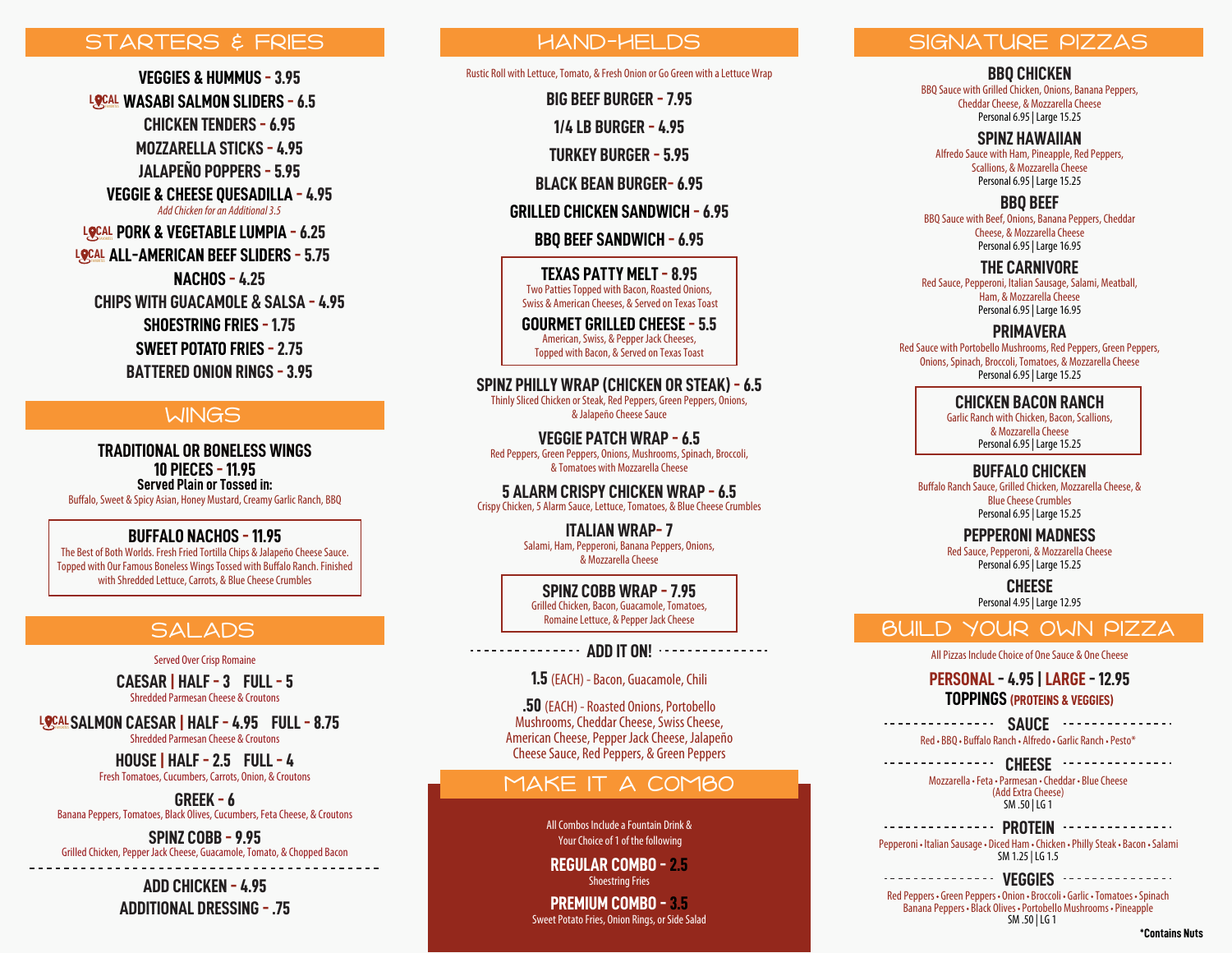## STARTERS & FRIES

**VEGGIES & HUMMUS - 3.95**

LOCAL **WASABI SALMON SLIDERS - 6.5**

**CHICKEN TENDERS - 6.95**

**MOZZARELLA STICKS - 4.95**

**JALAPEÑO POPPERS - 5.95**

**VEGGIE & CHEESE QUESADILLA - 4.95**
*Add Chicken for an Additional 3.5*

LOCAL **PORK & VEGETABLE LUMPIA - 6.25**

LOCAL **ALL-AMERICAN BEEF SLIDERS - 5.75**

**NACHOS - 4.25**

**CHIPS WITH GUACAMOLE & SALSA - 4.95**

**SHOESTRING FRIES - 1.75**

**SWEET POTATO FRIES - 2.75**

**BATTERED ONION RINGS - 3.95**

## WINGS

**TRADITIONAL OR BONELESS WINGS**
**10 PIECES - 11.95**
**Served Plain or Tossed in:**
Buffalo, Sweet & Spicy Asian, Honey Mustard, Creamy Garlic Ranch, BBQ

**BUFFALO NACHOS - 11.95**
The Best of Both Worlds. Fresh Fried Tortilla Chips & Jalapeño Cheese Sauce. Topped with Our Famous Boneless Wings Tossed with Buffalo Ranch. Finished with Shredded Lettuce, Carrots, & Blue Cheese Crumbles

## SALADS

Served Over Crisp Romaine

**CAESAR | HALF - 3 FULL - 5**
Shredded Parmesan Cheese & Croutons

LOCAL **SALMON CAESAR | HALF - 4.95 FULL - 8.75**
Shredded Parmesan Cheese & Croutons

**HOUSE | HALF - 2.5 FULL - 4**
Fresh Tomatoes, Cucumbers, Carrots, Onion, & Croutons

**GREEK - 6**
Banana Peppers, Tomatoes, Black Olives, Cucumbers, Feta Cheese, & Croutons

**SPINZ COBB - 9.95**
Grilled Chicken, Pepper Jack Cheese, Guacamole, Tomato, & Chopped Bacon

**ADD CHICKEN - 4.95**
**ADDITIONAL DRESSING - .75**

## HAND-HELDS

Rustic Roll with Lettuce, Tomato, & Fresh Onion or Go Green with a Lettuce Wrap

**BIG BEEF BURGER - 7.95**

**1/4 LB BURGER - 4.95**

**TURKEY BURGER - 5.95**

**BLACK BEAN BURGER- 6.95**

**GRILLED CHICKEN SANDWICH - 6.95**

**BBQ BEEF SANDWICH - 6.95**

**TEXAS PATTY MELT - 8.95**
Two Patties Topped with Bacon, Roasted Onions, Swiss & American Cheeses, & Served on Texas Toast

**GOURMET GRILLED CHEESE - 5.5**
American, Swiss, & Pepper Jack Cheeses, Topped with Bacon, & Served on Texas Toast

**SPINZ PHILLY WRAP (CHICKEN OR STEAK) - 6.5**
Thinly Sliced Chicken or Steak, Red Peppers, Green Peppers, Onions, & Jalapeño Cheese Sauce

**VEGGIE PATCH WRAP - 6.5**
Red Peppers, Green Peppers, Onions, Mushrooms, Spinach, Broccoli, & Tomatoes with Mozzarella Cheese

**5 ALARM CRISPY CHICKEN WRAP - 6.5**
Crispy Chicken, 5 Alarm Sauce, Lettuce, Tomatoes, & Blue Cheese Crumbles

**ITALIAN WRAP- 7**
Salami, Ham, Pepperoni, Banana Peppers, Onions, & Mozzarella Cheese

**SPINZ COBB WRAP - 7.95**
Grilled Chicken, Bacon, Guacamole, Tomatoes, Romaine Lettuce, & Pepper Jack Cheese

**ADD IT ON!**

**1.5** (EACH) - Bacon, Guacamole, Chili

**.50** (EACH) - Roasted Onions, Portobello Mushrooms, Cheddar Cheese, Swiss Cheese, American Cheese, Pepper Jack Cheese, Jalapeño Cheese Sauce, Red Peppers, & Green Peppers

## MAKE IT A COMBO

All Combos Include a Fountain Drink & Your Choice of 1 of the following

**REGULAR COMBO - 2.5**
Shoestring Fries

**PREMIUM COMBO - 3.5**
Sweet Potato Fries, Onion Rings, or Side Salad

## SIGNATURE PIZZAS

**BBQ CHICKEN**
BBQ Sauce with Grilled Chicken, Onions, Banana Peppers, Cheddar Cheese, & Mozzarella Cheese
Personal 6.95 | Large 15.25

**SPINZ HAWAIIAN**
Alfredo Sauce with Ham, Pineapple, Red Peppers, Scallions, & Mozzarella Cheese
Personal 6.95 | Large 15.25

**BBQ BEEF**
BBQ Sauce with Beef, Onions, Banana Peppers, Cheddar Cheese, & Mozzarella Cheese
Personal 6.95 | Large 16.95

**THE CARNIVORE**
Red Sauce, Pepperoni, Italian Sausage, Salami, Meatball, Ham, & Mozzarella Cheese
Personal 6.95 | Large 16.95

**PRIMAVERA**
Red Sauce with Portobello Mushrooms, Red Peppers, Green Peppers, Onions, Spinach, Broccoli, Tomatoes, & Mozzarella Cheese
Personal 6.95 | Large 15.25

**CHICKEN BACON RANCH**
Garlic Ranch with Chicken, Bacon, Scallions, & Mozzarella Cheese
Personal 6.95 | Large 15.25

**BUFFALO CHICKEN**
Buffalo Ranch Sauce, Grilled Chicken, Mozzarella Cheese, & Blue Cheese Crumbles
Personal 6.95 | Large 15.25

**PEPPERONI MADNESS**
Red Sauce, Pepperoni, & Mozzarella Cheese
Personal 6.95 | Large 15.25

**CHEESE**
Personal 4.95 | Large 12.95

## BUILD YOUR OWN PIZZA

All Pizzas Include Choice of One Sauce & One Cheese

**PERSONAL - 4.95 | LARGE - 12.95**
**TOPPINGS (PROTEINS & VEGGIES)**

**SAUCE**
Red • BBQ • Buffalo Ranch • Alfredo • Garlic Ranch • Pesto*

**CHEESE**
Mozzarella • Feta • Parmesan • Cheddar • Blue Cheese
(Add Extra Cheese)
SM .50 | LG 1

**PROTEIN**
Pepperoni • Italian Sausage • Diced Ham • Chicken • Philly Steak • Bacon • Salami
SM 1.25 | LG 1.5

**VEGGIES**
Red Peppers • Green Peppers • Onion • Broccoli • Garlic • Tomatoes • Spinach
Banana Peppers • Black Olives • Portobello Mushrooms • Pineapple
SM .50 | LG 1

***Contains Nuts**